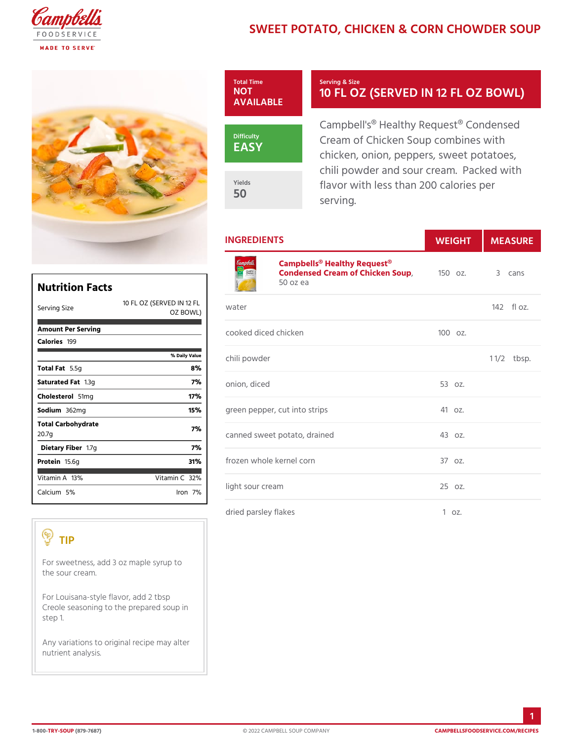# SWEET POTATO, CHICKEN & CORN CHOWDER SOUP

**Total Time**
NOT AVAILABLE

**Difficulty**
EASY

**Yields**
50

**Serving & Size**
10 FL OZ (SERVED IN 12 FL OZ BOWL)

Campbell's® Healthy Request® Condensed Cream of Chicken Soup combines with chicken, onion, peppers, sweet potatoes, chili powder and sour cream. Packed with flavor with less than 200 calories per serving.

## Nutrition Facts

| Serving Size | 10 FL OZ (SERVED IN 12 FL OZ BOWL) |
|---|---|
| **Amount Per Serving** | |
| **Calories** 199 | |
| | % Daily Value |
| **Total Fat** 5.5g | 8% |
| **Saturated Fat** 1.3g | 7% |
| **Cholesterol** 51mg | 17% |
| **Sodium** 362mg | 15% |
| **Total Carbohydrate** 20.7g | 7% |
| **Dietary Fiber** 1.7g | 7% |
| **Protein** 15.6g | 31% |
| Vitamin A 13% | Vitamin C 32% |
| Calcium 5% | Iron 7% |

## TIP

For sweetness, add 3 oz maple syrup to the sour cream.

For Louisana-style flavor, add 2 tbsp Creole seasoning to the prepared soup in step 1.

Any variations to original recipe may alter nutrient analysis.

## INGREDIENTS

| Ingredient | WEIGHT | MEASURE |
|---|---|---|
| **Campbells® Healthy Request® Condensed Cream of Chicken Soup**, 50 oz ea | 150 oz. | 3 cans |
| water | | 142 fl oz. |
| cooked diced chicken | 100 oz. | |
| chili powder | | 1 1/2 tbsp. |
| onion, diced | 53 oz. | |
| green pepper, cut into strips | 41 oz. | |
| canned sweet potato, drained | 43 oz. | |
| frozen whole kernel corn | 37 oz. | |
| light sour cream | 25 oz. | |
| dried parsley flakes | 1 oz. | |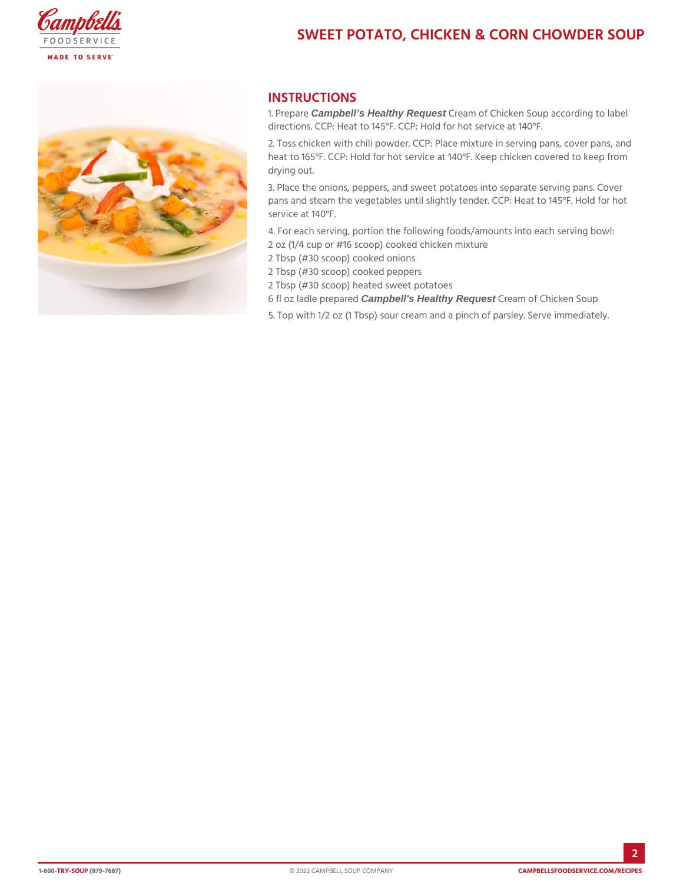## INSTRUCTIONS

1. Prepare ***Campbell's Healthy Request*** Cream of Chicken Soup according to label directions. CCP: Heat to 145°F. CCP: Hold for hot service at 140°F.

2. Toss chicken with chili powder. CCP: Place mixture in serving pans, cover pans, and heat to 165°F. CCP: Hold for hot service at 140°F. Keep chicken covered to keep from drying out.

3. Place the onions, peppers, and sweet potatoes into separate serving pans. Cover pans and steam the vegetables until slightly tender. CCP: Heat to 145°F. Hold for hot service at 140°F.

4. For each serving, portion the following foods/amounts into each serving bowl:
2 oz (1/4 cup or #16 scoop) cooked chicken mixture
2 Tbsp (#30 scoop) cooked onions
2 Tbsp (#30 scoop) cooked peppers
2 Tbsp (#30 scoop) heated sweet potatoes
6 fl oz ladle prepared ***Campbell's Healthy Request*** Cream of Chicken Soup

5. Top with 1/2 oz (1 Tbsp) sour cream and a pinch of parsley. Serve immediately.